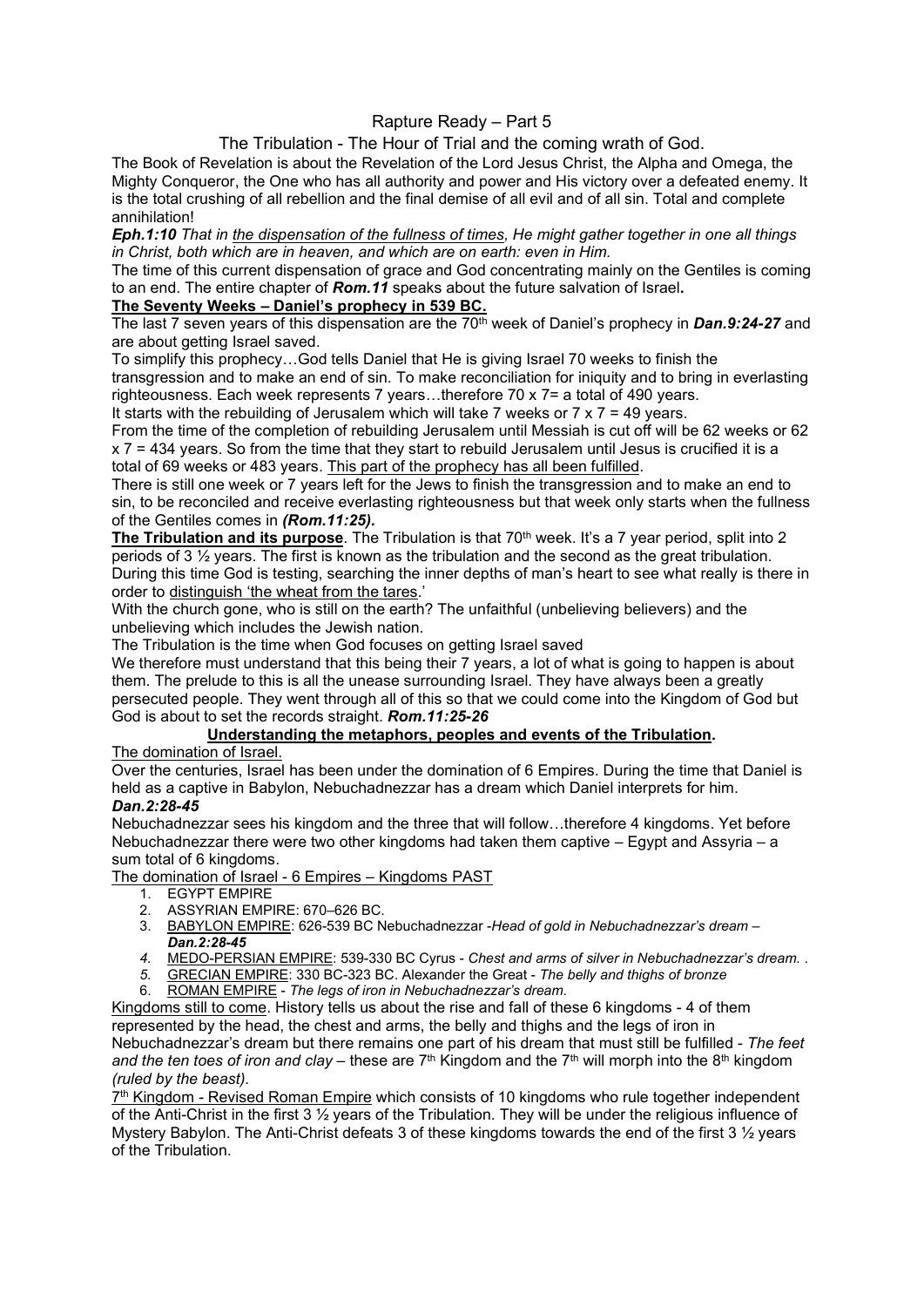# Rapture Ready – Part 5

## The Tribulation - The Hour of Trial and the coming wrath of God.

The Book of Revelation is about the Revelation of the Lord Jesus Christ, the Alpha and Omega, the Mighty Conqueror, the One who has all authority and power and His victory over a defeated enemy. It is the total crushing of all rebellion and the final demise of all evil and of all sin. Total and complete annihilation!

***Eph.1:10*** *That in the dispensation of the fullness of times, He might gather together in one all things in Christ, both which are in heaven, and which are on earth: even in Him.*

The time of this current dispensation of grace and God concentrating mainly on the Gentiles is coming to an end. The entire chapter of ***Rom.11*** speaks about the future salvation of Israel**.**

**The Seventy Weeks – Daniel's prophecy in 539 BC.**

The last 7 seven years of this dispensation are the 70th week of Daniel's prophecy in ***Dan.9:24-27*** and are about getting Israel saved.

To simplify this prophecy…God tells Daniel that He is giving Israel 70 weeks to finish the transgression and to make an end of sin. To make reconciliation for iniquity and to bring in everlasting righteousness. Each week represents 7 years…therefore 70 x 7= a total of 490 years.

It starts with the rebuilding of Jerusalem which will take 7 weeks or 7 x 7 = 49 years.

From the time of the completion of rebuilding Jerusalem until Messiah is cut off will be 62 weeks or 62 x 7 = 434 years. So from the time that they start to rebuild Jerusalem until Jesus is crucified it is a total of 69 weeks or 483 years. This part of the prophecy has all been fulfilled.

There is still one week or 7 years left for the Jews to finish the transgression and to make an end to sin, to be reconciled and receive everlasting righteousness but that week only starts when the fullness of the Gentiles comes in ***(Rom.11:25).***

**The Tribulation and its purpose**. The Tribulation is that 70th week. It's a 7 year period, split into 2 periods of 3 ½ years. The first is known as the tribulation and the second as the great tribulation. During this time God is testing, searching the inner depths of man's heart to see what really is there in order to distinguish 'the wheat from the tares.'

With the church gone, who is still on the earth? The unfaithful (unbelieving believers) and the unbelieving which includes the Jewish nation.

The Tribulation is the time when God focuses on getting Israel saved

We therefore must understand that this being their 7 years, a lot of what is going to happen is about them. The prelude to this is all the unease surrounding Israel. They have always been a greatly persecuted people. They went through all of this so that we could come into the Kingdom of God but God is about to set the records straight. ***Rom.11:25-26***

### Understanding the metaphors, peoples and events of the Tribulation.

The domination of Israel.

Over the centuries, Israel has been under the domination of 6 Empires. During the time that Daniel is held as a captive in Babylon, Nebuchadnezzar has a dream which Daniel interprets for him. ***Dan.2:28-45***

Nebuchadnezzar sees his kingdom and the three that will follow…therefore 4 kingdoms. Yet before Nebuchadnezzar there were two other kingdoms had taken them captive – Egypt and Assyria – a sum total of 6 kingdoms.

The domination of Israel - 6 Empires – Kingdoms PAST

1. EGYPT EMPIRE
2. ASSYRIAN EMPIRE: 670–626 BC.
3. BABYLON EMPIRE: 626-539 BC Nebuchadnezzar -*Head of gold in Nebuchadnezzar's dream –* ***Dan.2:28-45***
4. MEDO-PERSIAN EMPIRE: 539-330 BC Cyrus - *Chest and arms of silver in Nebuchadnezzar's dream. .*
5. GRECIAN EMPIRE: 330 BC-323 BC. Alexander the Great - *The belly and thighs of bronze*
6. ROMAN EMPIRE - *The legs of iron in Nebuchadnezzar's dream.*

Kingdoms still to come. History tells us about the rise and fall of these 6 kingdoms - 4 of them represented by the head, the chest and arms, the belly and thighs and the legs of iron in Nebuchadnezzar's dream but there remains one part of his dream that must still be fulfilled - *The feet and the ten toes of iron and clay* – these are 7th Kingdom and the 7th will morph into the 8th kingdom *(ruled by the beast).*

7th Kingdom - Revised Roman Empire which consists of 10 kingdoms who rule together independent of the Anti-Christ in the first 3 ½ years of the Tribulation. They will be under the religious influence of Mystery Babylon. The Anti-Christ defeats 3 of these kingdoms towards the end of the first 3 ½ years of the Tribulation.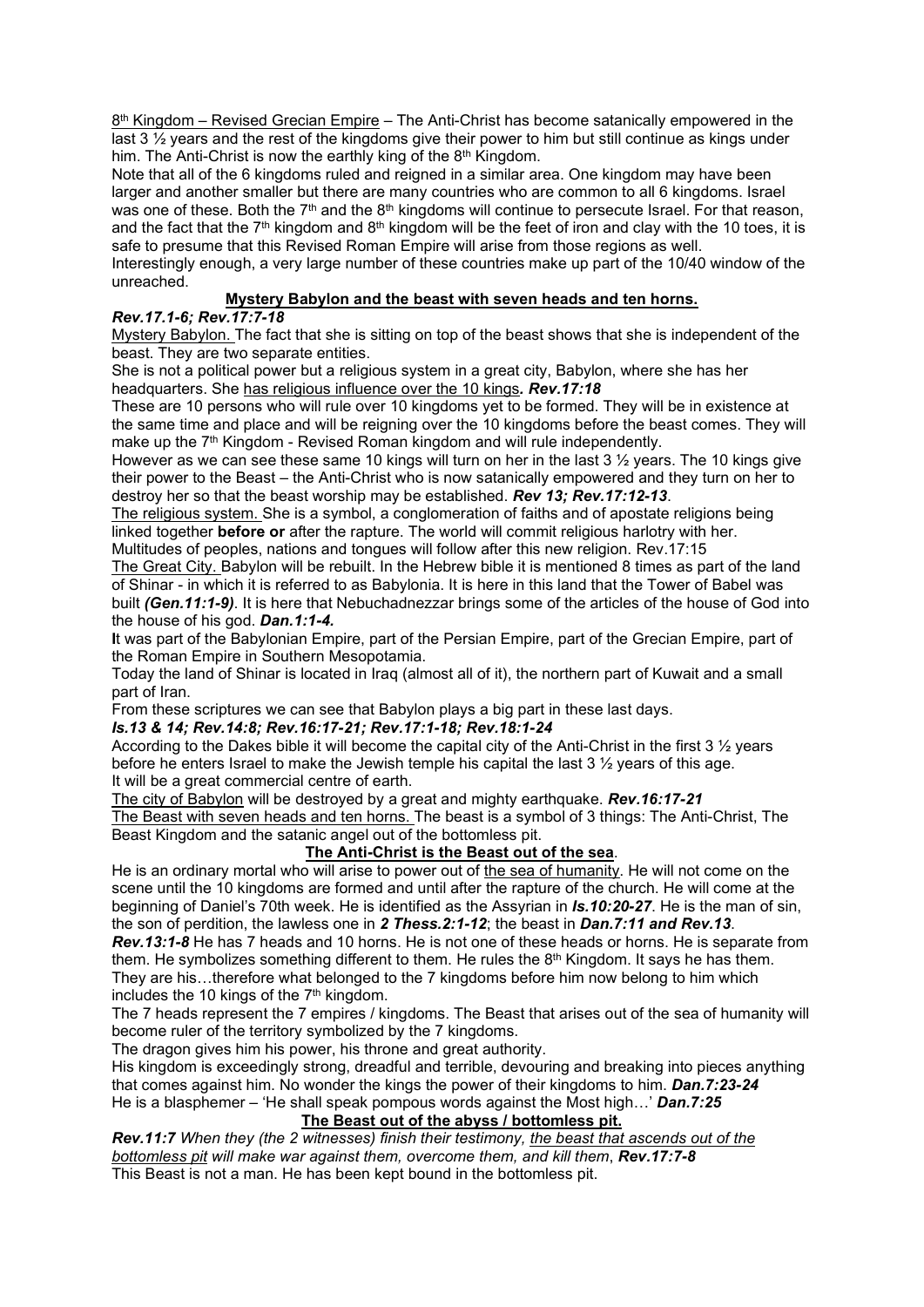8th Kingdom – Revised Grecian Empire – The Anti-Christ has become satanically empowered in the last 3 ½ years and the rest of the kingdoms give their power to him but still continue as kings under him. The Anti-Christ is now the earthly king of the 8th Kingdom.

Note that all of the 6 kingdoms ruled and reigned in a similar area. One kingdom may have been larger and another smaller but there are many countries who are common to all 6 kingdoms. Israel was one of these. Both the 7th and the 8th kingdoms will continue to persecute Israel. For that reason, and the fact that the 7th kingdom and 8th kingdom will be the feet of iron and clay with the 10 toes, it is safe to presume that this Revised Roman Empire will arise from those regions as well.

Interestingly enough, a very large number of these countries make up part of the 10/40 window of the unreached.

## Mystery Babylon and the beast with seven heads and ten horns.

***Rev.17.1-6; Rev.17:7-18***

Mystery Babylon. The fact that she is sitting on top of the beast shows that she is independent of the beast. They are two separate entities.

She is not a political power but a religious system in a great city, Babylon, where she has her headquarters. She has religious influence over the 10 kings**.** ***Rev.17:18***

These are 10 persons who will rule over 10 kingdoms yet to be formed. They will be in existence at the same time and place and will be reigning over the 10 kingdoms before the beast comes. They will make up the 7th Kingdom - Revised Roman kingdom and will rule independently.

However as we can see these same 10 kings will turn on her in the last 3 ½ years. The 10 kings give their power to the Beast – the Anti-Christ who is now satanically empowered and they turn on her to destroy her so that the beast worship may be established. ***Rev 13; Rev.17:12-13***.

The religious system. She is a symbol, a conglomeration of faiths and of apostate religions being linked together **before or** after the rapture. The world will commit religious harlotry with her. Multitudes of peoples, nations and tongues will follow after this new religion. Rev.17:15

The Great City. Babylon will be rebuilt. In the Hebrew bible it is mentioned 8 times as part of the land of Shinar - in which it is referred to as Babylonia. It is here in this land that the Tower of Babel was built ***(Gen.11:1-9)***. It is here that Nebuchadnezzar brings some of the articles of the house of God into the house of his god. ***Dan.1:1-4.***

**I**t was part of the Babylonian Empire, part of the Persian Empire, part of the Grecian Empire, part of the Roman Empire in Southern Mesopotamia.

Today the land of Shinar is located in Iraq (almost all of it), the northern part of Kuwait and a small part of Iran.

From these scriptures we can see that Babylon plays a big part in these last days.

***Is.13 & 14; Rev.14:8; Rev.16:17-21; Rev.17:1-18; Rev.18:1-24***

According to the Dakes bible it will become the capital city of the Anti-Christ in the first 3 ½ years before he enters Israel to make the Jewish temple his capital the last 3 ½ years of this age. It will be a great commercial centre of earth.

The city of Babylon will be destroyed by a great and mighty earthquake. ***Rev.16:17-21***

The Beast with seven heads and ten horns. The beast is a symbol of 3 things: The Anti-Christ, The Beast Kingdom and the satanic angel out of the bottomless pit.

## The Anti-Christ is the Beast out of the sea.

He is an ordinary mortal who will arise to power out of the sea of humanity. He will not come on the scene until the 10 kingdoms are formed and until after the rapture of the church. He will come at the beginning of Daniel's 70th week. He is identified as the Assyrian in ***Is.10:20-27***. He is the man of sin, the son of perdition, the lawless one in ***2 Thess.2:1-12***; the beast in ***Dan.7:11 and Rev.13***.

***Rev.13:1-8*** He has 7 heads and 10 horns. He is not one of these heads or horns. He is separate from them. He symbolizes something different to them. He rules the 8th Kingdom. It says he has them. They are his…therefore what belonged to the 7 kingdoms before him now belong to him which includes the 10 kings of the 7th kingdom.

The 7 heads represent the 7 empires / kingdoms. The Beast that arises out of the sea of humanity will become ruler of the territory symbolized by the 7 kingdoms.

The dragon gives him his power, his throne and great authority.

His kingdom is exceedingly strong, dreadful and terrible, devouring and breaking into pieces anything that comes against him. No wonder the kings the power of their kingdoms to him. ***Dan.7:23-24***

He is a blasphemer – 'He shall speak pompous words against the Most high…' ***Dan.7:25***

## The Beast out of the abyss / bottomless pit.

***Rev.11:7*** *When they (the 2 witnesses) finish their testimony, the beast that ascends out of the bottomless pit will make war against them, overcome them, and kill them*, ***Rev.17:7-8***

This Beast is not a man. He has been kept bound in the bottomless pit.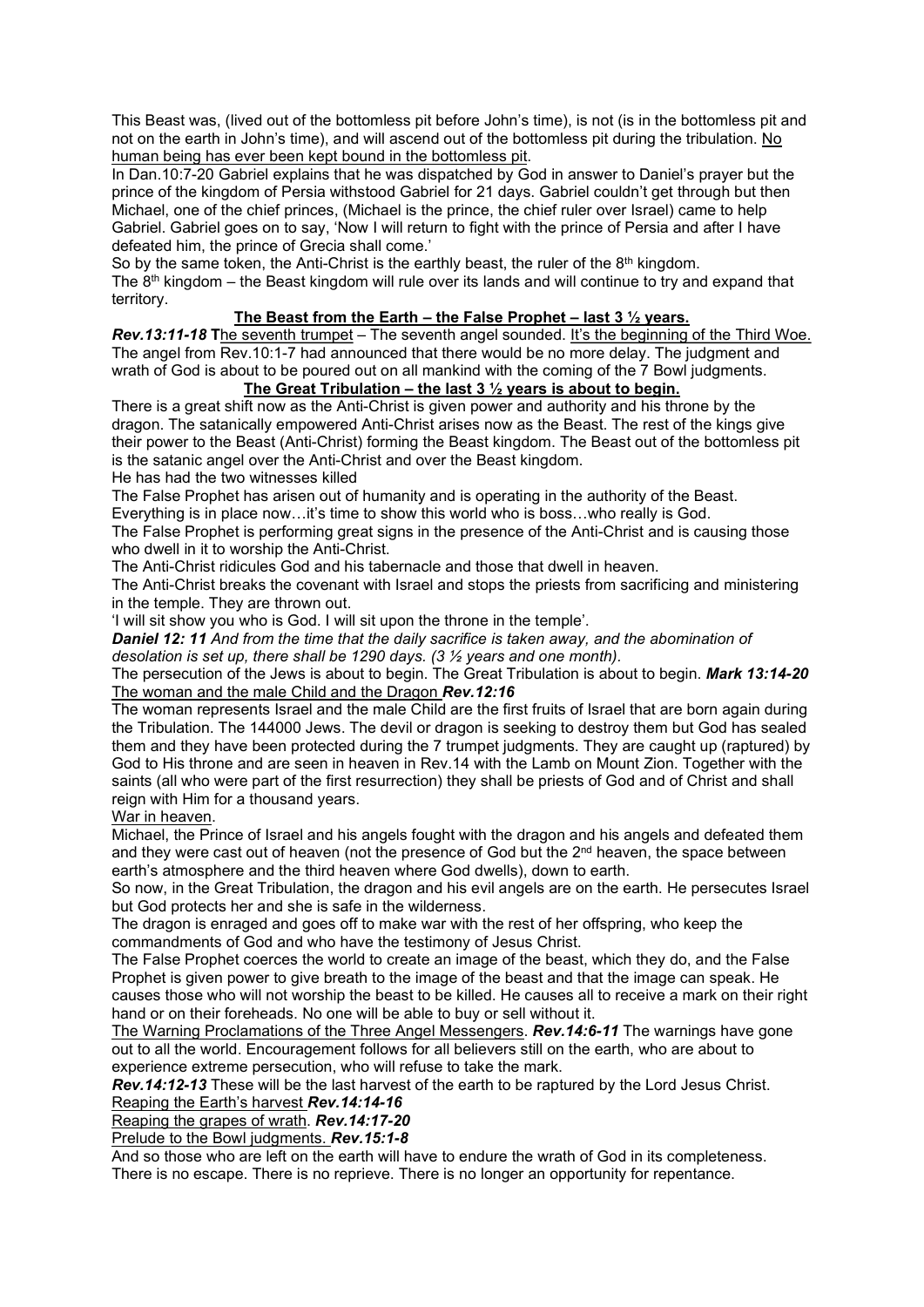This Beast was, (lived out of the bottomless pit before John's time), is not (is in the bottomless pit and not on the earth in John's time), and will ascend out of the bottomless pit during the tribulation. <u>No human being has ever been kept bound in the bottomless pit</u>.

In Dan.10:7-20 Gabriel explains that he was dispatched by God in answer to Daniel's prayer but the prince of the kingdom of Persia withstood Gabriel for 21 days. Gabriel couldn't get through but then Michael, one of the chief princes, (Michael is the prince, the chief ruler over Israel) came to help Gabriel. Gabriel goes on to say, 'Now I will return to fight with the prince of Persia and after I have defeated him, the prince of Grecia shall come.'

So by the same token, the Anti-Christ is the earthly beast, the ruler of the 8th kingdom.

The 8th kingdom – the Beast kingdom will rule over its lands and will continue to try and expand that territory.

**<u>The Beast from the Earth – the False Prophet – last 3 ½ years.</u>**

***Rev.13:11-18*** **T**<u>he seventh trumpet</u> – The seventh angel sounded. <u>It's the beginning of the Third Woe.</u> The angel from Rev.10:1-7 had announced that there would be no more delay. The judgment and wrath of God is about to be poured out on all mankind with the coming of the 7 Bowl judgments.

**<u>The Great Tribulation – the last 3 ½ years is about to begin.</u>**

There is a great shift now as the Anti-Christ is given power and authority and his throne by the dragon. The satanically empowered Anti-Christ arises now as the Beast. The rest of the kings give their power to the Beast (Anti-Christ) forming the Beast kingdom. The Beast out of the bottomless pit is the satanic angel over the Anti-Christ and over the Beast kingdom.

He has had the two witnesses killed

The False Prophet has arisen out of humanity and is operating in the authority of the Beast.

Everything is in place now…it's time to show this world who is boss…who really is God.

The False Prophet is performing great signs in the presence of the Anti-Christ and is causing those who dwell in it to worship the Anti-Christ.

The Anti-Christ ridicules God and his tabernacle and those that dwell in heaven.

The Anti-Christ breaks the covenant with Israel and stops the priests from sacrificing and ministering in the temple. They are thrown out.

'I will sit show you who is God. I will sit upon the throne in the temple'.

***Daniel 12: 11*** *And from the time that the daily sacrifice is taken away, and the abomination of desolation is set up, there shall be 1290 days. (3 ½ years and one month).*

The persecution of the Jews is about to begin. The Great Tribulation is about to begin. ***Mark 13:14-20***

<u>The woman and the male Child and the Dragon</u> ***Rev.12:16***

The woman represents Israel and the male Child are the first fruits of Israel that are born again during the Tribulation. The 144000 Jews. The devil or dragon is seeking to destroy them but God has sealed them and they have been protected during the 7 trumpet judgments. They are caught up (raptured) by God to His throne and are seen in heaven in Rev.14 with the Lamb on Mount Zion. Together with the saints (all who were part of the first resurrection) they shall be priests of God and of Christ and shall reign with Him for a thousand years.

<u>War in heaven</u>.

Michael, the Prince of Israel and his angels fought with the dragon and his angels and defeated them and they were cast out of heaven (not the presence of God but the 2nd heaven, the space between earth's atmosphere and the third heaven where God dwells), down to earth.

So now, in the Great Tribulation, the dragon and his evil angels are on the earth. He persecutes Israel but God protects her and she is safe in the wilderness.

The dragon is enraged and goes off to make war with the rest of her offspring, who keep the commandments of God and who have the testimony of Jesus Christ.

The False Prophet coerces the world to create an image of the beast, which they do, and the False Prophet is given power to give breath to the image of the beast and that the image can speak. He causes those who will not worship the beast to be killed. He causes all to receive a mark on their right hand or on their foreheads. No one will be able to buy or sell without it.

<u>The Warning Proclamations of the Three Angel Messengers</u>. ***Rev.14:6-11*** The warnings have gone out to all the world. Encouragement follows for all believers still on the earth, who are about to experience extreme persecution, who will refuse to take the mark.

***Rev.14:12-13*** These will be the last harvest of the earth to be raptured by the Lord Jesus Christ.

<u>Reaping the Earth's harvest</u> ***Rev.14:14-16***

<u>Reaping the grapes of wrath</u>. ***Rev.14:17-20***

<u>Prelude to the Bowl judgments.</u> ***Rev.15:1-8***

And so those who are left on the earth will have to endure the wrath of God in its completeness. There is no escape. There is no reprieve. There is no longer an opportunity for repentance.